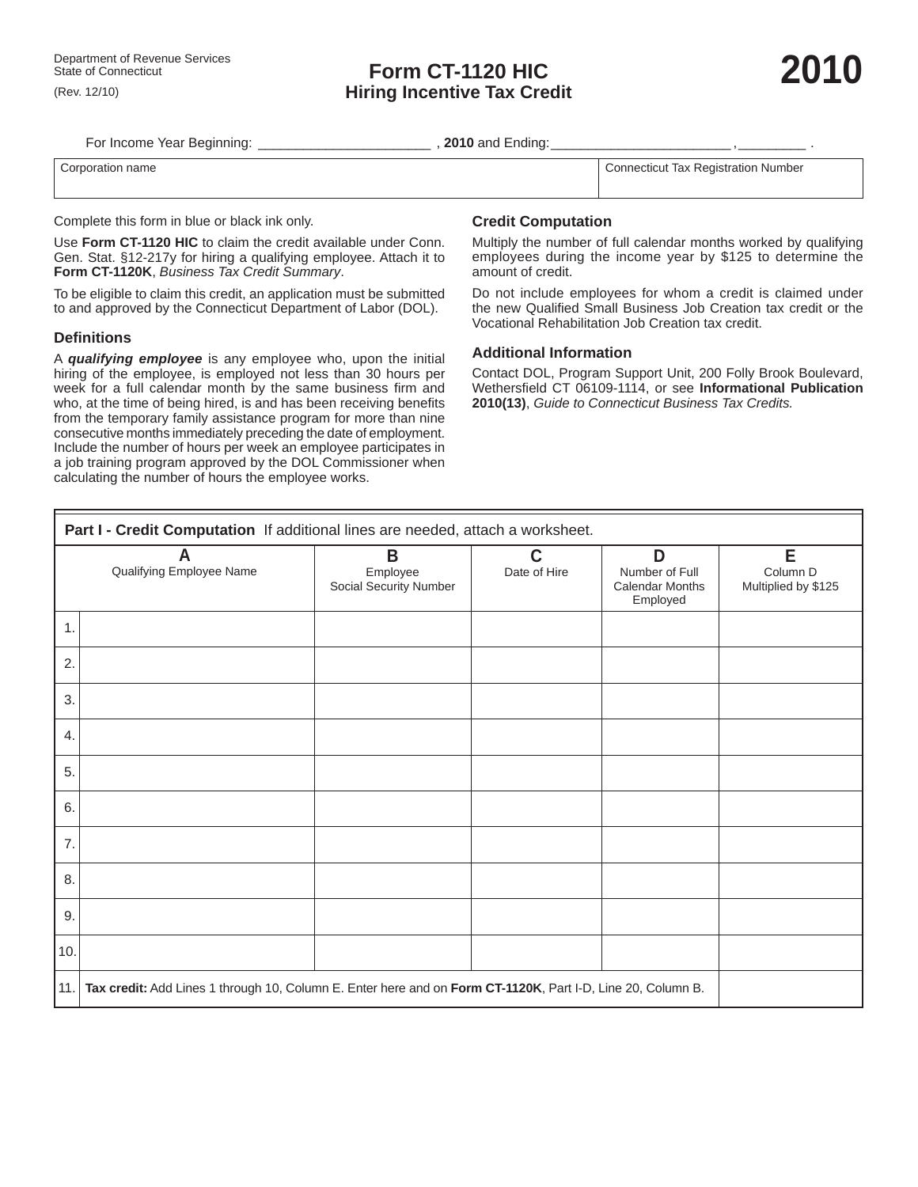Department of Revenue Services
State of Connecticut
(Rev. 12/10)

# Form CT-1120 HIC
## Hiring Incentive Tax Credit

**2010**

For Income Year Beginning: ______________________ , **2010** and Ending: ________________________ , _________ .

| Corporation name | Connecticut Tax Registration Number |
|---|---|
| | |

Complete this form in blue or black ink only.

Use **Form CT-1120 HIC** to claim the credit available under Conn. Gen. Stat. §12-217y for hiring a qualifying employee. Attach it to **Form CT-1120K**, *Business Tax Credit Summary*.

To be eligible to claim this credit, an application must be submitted to and approved by the Connecticut Department of Labor (DOL).

### Definitions

A ***qualifying employee*** is any employee who, upon the initial hiring of the employee, is employed not less than 30 hours per week for a full calendar month by the same business firm and who, at the time of being hired, is and has been receiving benefits from the temporary family assistance program for more than nine consecutive months immediately preceding the date of employment. Include the number of hours per week an employee participates in a job training program approved by the DOL Commissioner when calculating the number of hours the employee works.

### Credit Computation

Multiply the number of full calendar months worked by qualifying employees during the income year by $125 to determine the amount of credit.

Do not include employees for whom a credit is claimed under the new Qualified Small Business Job Creation tax credit or the Vocational Rehabilitation Job Creation tax credit.

### Additional Information

Contact DOL, Program Support Unit, 200 Folly Brook Boulevard, Wethersfield CT 06109-1114, or see **Informational Publication 2010(13)**, *Guide to Connecticut Business Tax Credits.*

**Part I - Credit Computation** If additional lines are needed, attach a worksheet.

| | A<br>Qualifying Employee Name | B<br>Employee Social Security Number | C<br>Date of Hire | D<br>Number of Full Calendar Months Employed | E<br>Column D Multiplied by $125 |
|---|---|---|---|---|---|
| 1. | | | | | |
| 2. | | | | | |
| 3. | | | | | |
| 4. | | | | | |
| 5. | | | | | |
| 6. | | | | | |
| 7. | | | | | |
| 8. | | | | | |
| 9. | | | | | |
| 10. | | | | | |
| 11. | **Tax credit:** Add Lines 1 through 10, Column E. Enter here and on **Form CT-1120K**, Part I-D, Line 20, Column B. | | | | |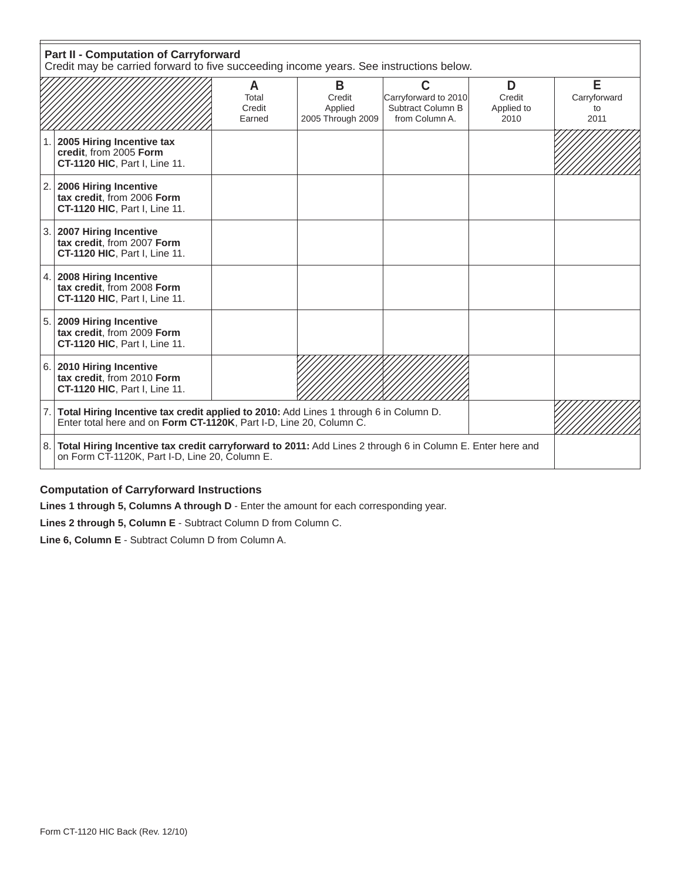## Part II - Computation of Carryforward

Credit may be carried forward to five succeeding income years. See instructions below.

| | | A<br>Total Credit Earned | B<br>Credit Applied 2005 Through 2009 | C<br>Carryforward to 2010 Subtract Column B from Column A. | D<br>Credit Applied to 2010 | E<br>Carryforward to 2011 |
|---|---|---|---|---|---|---|
| 1. | **2005 Hiring Incentive tax credit**, from 2005 **Form CT-1120 HIC**, Part I, Line 11. | | | | | |
| 2. | **2006 Hiring Incentive tax credit**, from 2006 **Form CT-1120 HIC**, Part I, Line 11. | | | | | |
| 3. | **2007 Hiring Incentive tax credit**, from 2007 **Form CT-1120 HIC**, Part I, Line 11. | | | | | |
| 4. | **2008 Hiring Incentive tax credit**, from 2008 **Form CT-1120 HIC**, Part I, Line 11. | | | | | |
| 5. | **2009 Hiring Incentive tax credit**, from 2009 **Form CT-1120 HIC**, Part I, Line 11. | | | | | |
| 6. | **2010 Hiring Incentive tax credit**, from 2010 **Form CT-1120 HIC**, Part I, Line 11. | | | | | |
| 7. | **Total Hiring Incentive tax credit applied to 2010:** Add Lines 1 through 6 in Column D. Enter total here and on **Form CT-1120K**, Part I-D, Line 20, Column C. | | | | | |
| 8. | **Total Hiring Incentive tax credit carryforward to 2011:** Add Lines 2 through 6 in Column E. Enter here and on Form CT-1120K, Part I-D, Line 20, Column E. | | | | | |

### Computation of Carryforward Instructions

**Lines 1 through 5, Columns A through D** - Enter the amount for each corresponding year.

**Lines 2 through 5, Column E** - Subtract Column D from Column C.

**Line 6, Column E** - Subtract Column D from Column A.

Form CT-1120 HIC Back (Rev. 12/10)